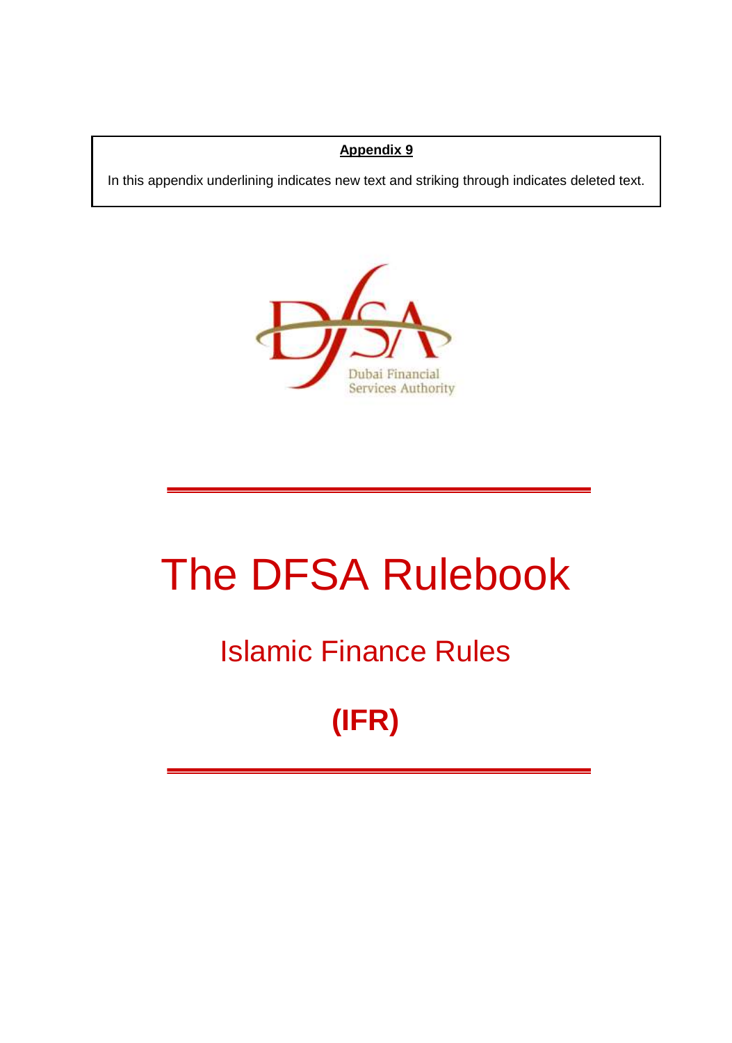**Appendix 9**

In this appendix underlining indicates new text and striking through indicates deleted text.

Dubai Financial Services Authority

# The DFSA Rulebook

## Islamic Finance Rules

## (IFR)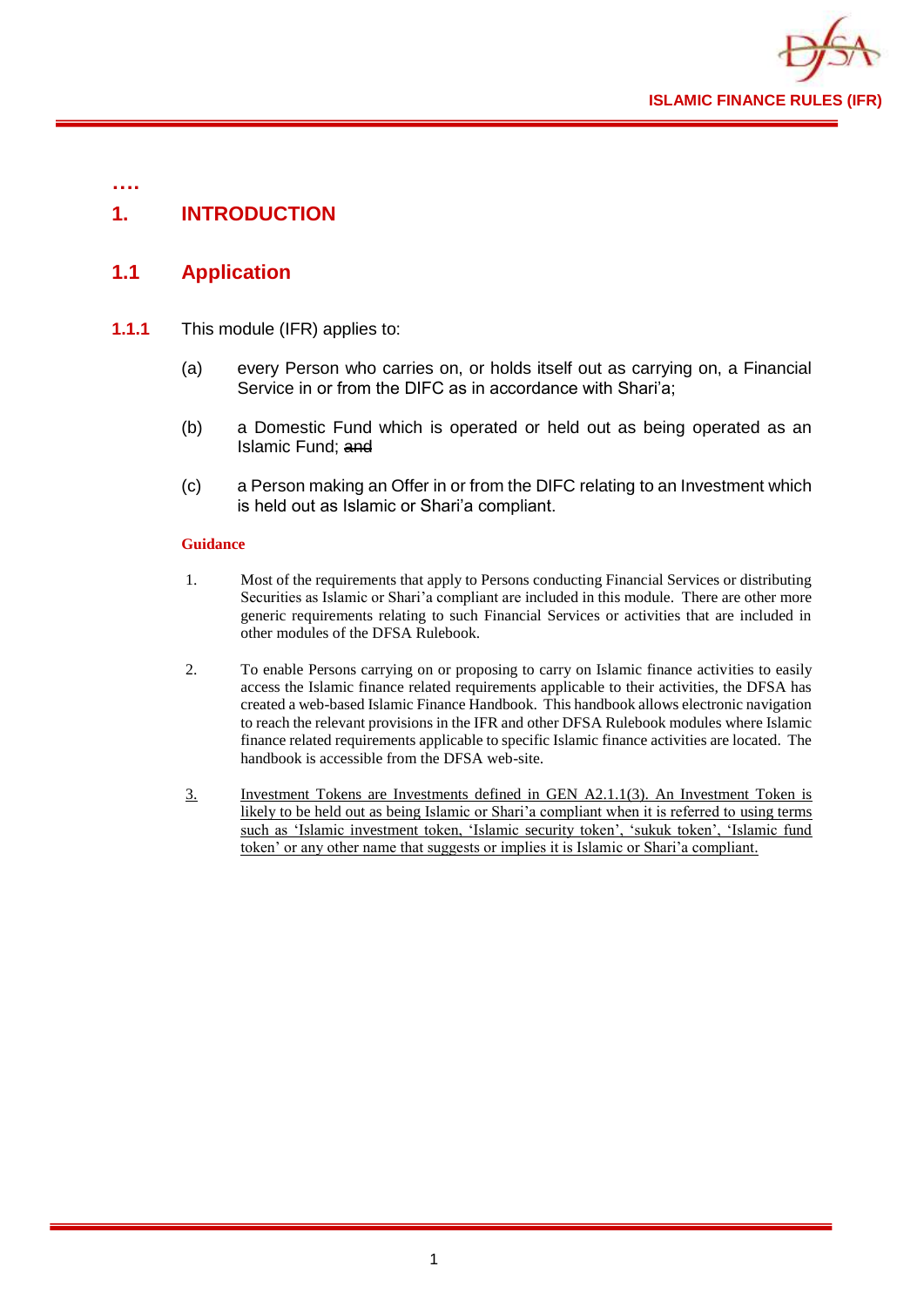….

# 1. INTRODUCTION

## 1.1 Application

**1.1.1** This module (IFR) applies to:

(a) every Person who carries on, or holds itself out as carrying on, a Financial Service in or from the DIFC as in accordance with Shari'a;

(b) a Domestic Fund which is operated or held out as being operated as an Islamic Fund; ~~and~~

(c) a Person making an Offer in or from the DIFC relating to an Investment which is held out as Islamic or Shari'a compliant.

**Guidance**

1. Most of the requirements that apply to Persons conducting Financial Services or distributing Securities as Islamic or Shari'a compliant are included in this module. There are other more generic requirements relating to such Financial Services or activities that are included in other modules of the DFSA Rulebook.

2. To enable Persons carrying on or proposing to carry on Islamic finance activities to easily access the Islamic finance related requirements applicable to their activities, the DFSA has created a web-based Islamic Finance Handbook. This handbook allows electronic navigation to reach the relevant provisions in the IFR and other DFSA Rulebook modules where Islamic finance related requirements applicable to specific Islamic finance activities are located. The handbook is accessible from the DFSA web-site.

3. <u>Investment Tokens are Investments defined in GEN A2.1.1(3). An Investment Token is likely to be held out as being Islamic or Shari'a compliant when it is referred to using terms such as 'Islamic investment token, 'Islamic security token', 'sukuk token', 'Islamic fund token' or any other name that suggests or implies it is Islamic or Shari'a compliant.</u>